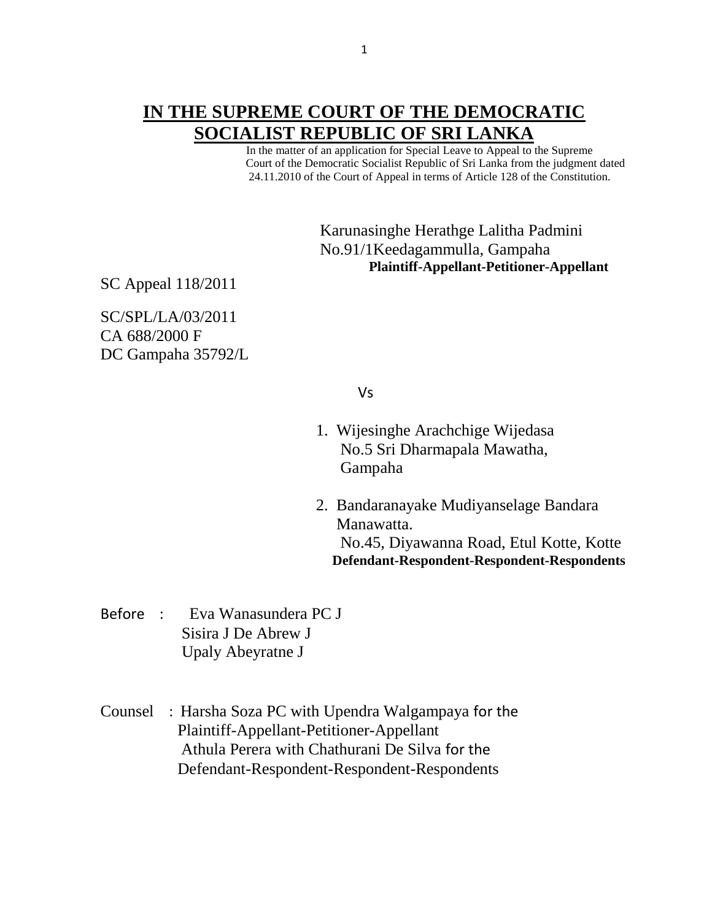# IN THE SUPREME COURT OF THE DEMOCRATIC SOCIALIST REPUBLIC OF SRI LANKA

In the matter of an application for Special Leave to Appeal to the Supreme Court of the Democratic Socialist Republic of Sri Lanka from the judgment dated 24.11.2010 of the Court of Appeal in terms of Article 128 of the Constitution.

Karunasinghe Herathge Lalitha Padmini
No.91/1Keedagammulla, Gampaha
**Plaintiff-Appellant-Petitioner-Appellant**

SC Appeal 118/2011

SC/SPL/LA/03/2011
CA 688/2000 F
DC Gampaha 35792/L

Vs

1. Wijesinghe Arachchige Wijedasa
   No.5 Sri Dharmapala Mawatha,
   Gampaha

2. Bandaranayake Mudiyanselage Bandara Manawatta.
   No.45, Diyawanna Road, Etul Kotte, Kotte

**Defendant-Respondent-Respondent-Respondents**

Before : Eva Wanasundera PC J
Sisira J De Abrew J
Upaly Abeyratne J

Counsel : Harsha Soza PC with Upendra Walgampaya for the Plaintiff-Appellant-Petitioner-Appellant
Athula Perera with Chathurani De Silva for the Defendant-Respondent-Respondent-Respondents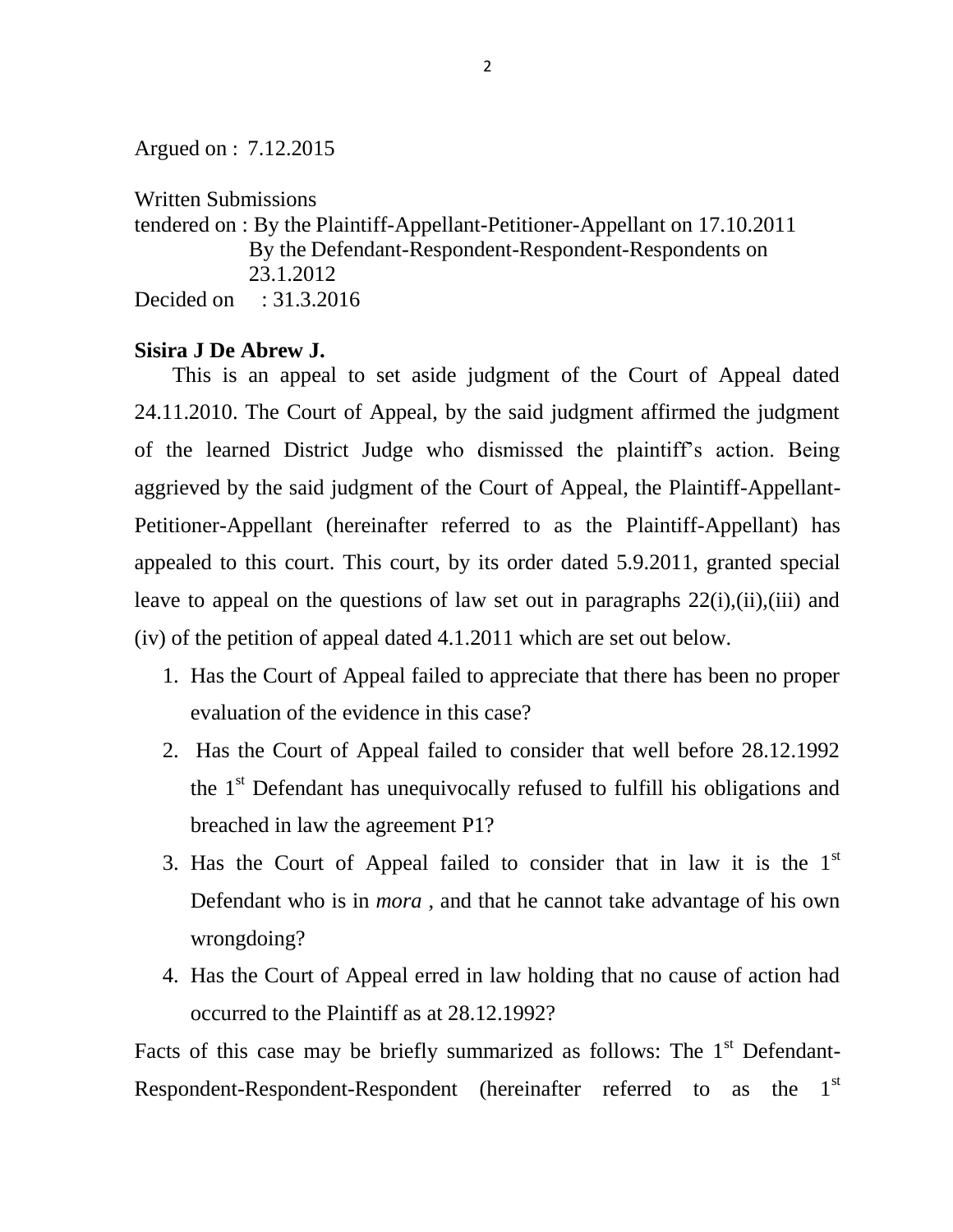Argued on : 7.12.2015

Written Submissions
tendered on : By the Plaintiff-Appellant-Petitioner-Appellant on 17.10.2011
By the Defendant-Respondent-Respondent-Respondents on 23.1.2012

Decided on : 31.3.2016

**Sisira J De Abrew J.**

This is an appeal to set aside judgment of the Court of Appeal dated 24.11.2010. The Court of Appeal, by the said judgment affirmed the judgment of the learned District Judge who dismissed the plaintiff's action. Being aggrieved by the said judgment of the Court of Appeal, the Plaintiff-Appellant-Petitioner-Appellant (hereinafter referred to as the Plaintiff-Appellant) has appealed to this court. This court, by its order dated 5.9.2011, granted special leave to appeal on the questions of law set out in paragraphs 22(i),(ii),(iii) and (iv) of the petition of appeal dated 4.1.2011 which are set out below.

1. Has the Court of Appeal failed to appreciate that there has been no proper evaluation of the evidence in this case?
2. Has the Court of Appeal failed to consider that well before 28.12.1992 the 1st Defendant has unequivocally refused to fulfill his obligations and breached in law the agreement P1?
3. Has the Court of Appeal failed to consider that in law it is the 1st Defendant who is in *mora* , and that he cannot take advantage of his own wrongdoing?
4. Has the Court of Appeal erred in law holding that no cause of action had occurred to the Plaintiff as at 28.12.1992?

Facts of this case may be briefly summarized as follows: The 1st Defendant-Respondent-Respondent-Respondent (hereinafter referred to as the 1st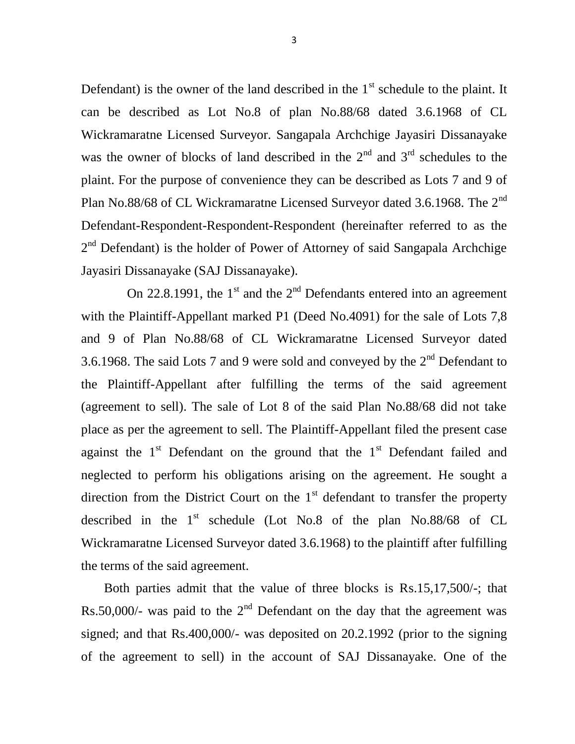Defendant) is the owner of the land described in the 1st schedule to the plaint. It can be described as Lot No.8 of plan No.88/68 dated 3.6.1968 of CL Wickramaratne Licensed Surveyor. Sangapala Archchige Jayasiri Dissanayake was the owner of blocks of land described in the 2nd and 3rd schedules to the plaint. For the purpose of convenience they can be described as Lots 7 and 9 of Plan No.88/68 of CL Wickramaratne Licensed Surveyor dated 3.6.1968. The 2nd Defendant-Respondent-Respondent-Respondent (hereinafter referred to as the 2nd Defendant) is the holder of Power of Attorney of said Sangapala Archchige Jayasiri Dissanayake (SAJ Dissanayake).

On 22.8.1991, the 1st and the 2nd Defendants entered into an agreement with the Plaintiff-Appellant marked P1 (Deed No.4091) for the sale of Lots 7,8 and 9 of Plan No.88/68 of CL Wickramaratne Licensed Surveyor dated 3.6.1968. The said Lots 7 and 9 were sold and conveyed by the 2nd Defendant to the Plaintiff-Appellant after fulfilling the terms of the said agreement (agreement to sell). The sale of Lot 8 of the said Plan No.88/68 did not take place as per the agreement to sell. The Plaintiff-Appellant filed the present case against the 1st Defendant on the ground that the 1st Defendant failed and neglected to perform his obligations arising on the agreement. He sought a direction from the District Court on the 1st defendant to transfer the property described in the 1st schedule (Lot No.8 of the plan No.88/68 of CL Wickramaratne Licensed Surveyor dated 3.6.1968) to the plaintiff after fulfilling the terms of the said agreement.

Both parties admit that the value of three blocks is Rs.15,17,500/-; that Rs.50,000/- was paid to the 2nd Defendant on the day that the agreement was signed; and that Rs.400,000/- was deposited on 20.2.1992 (prior to the signing of the agreement to sell) in the account of SAJ Dissanayake. One of the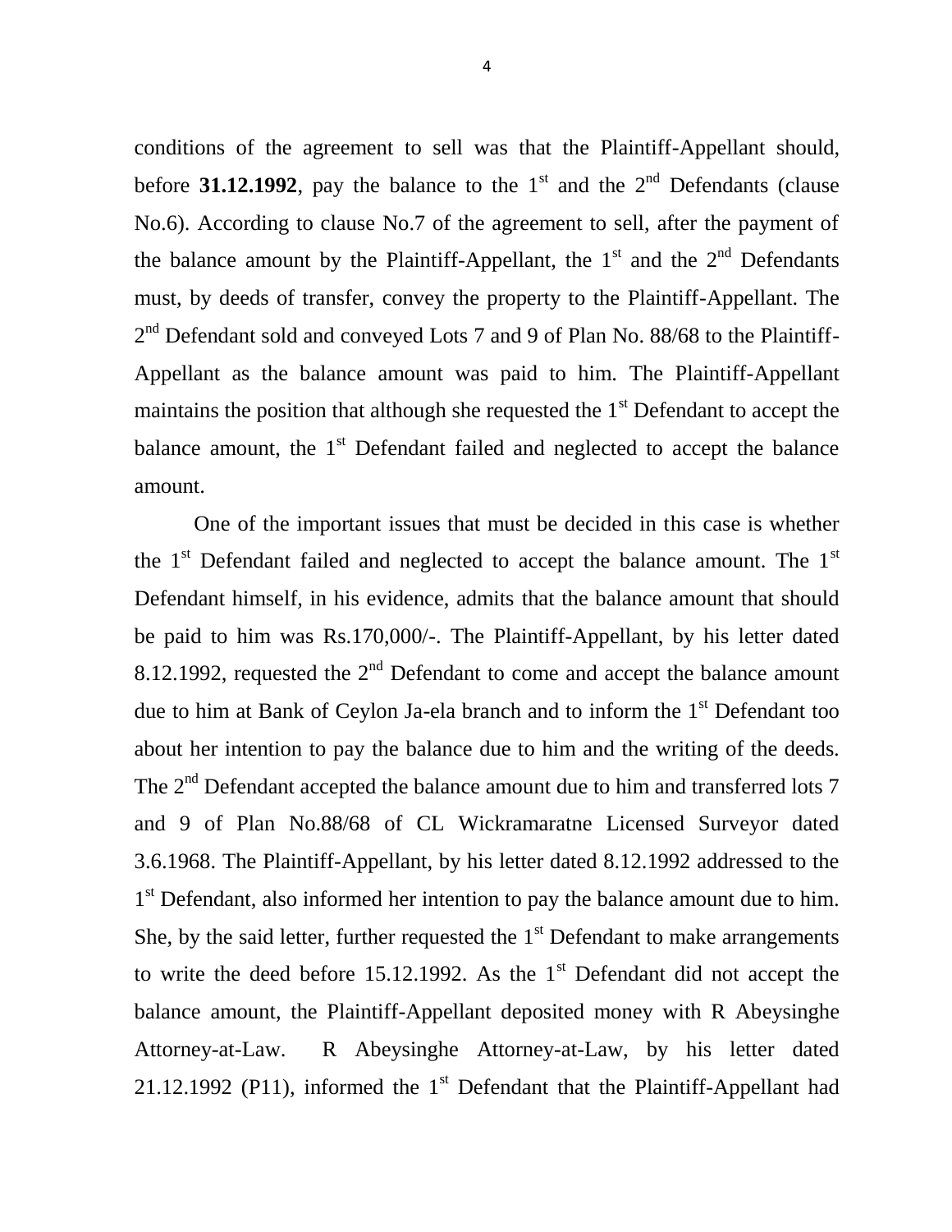conditions of the agreement to sell was that the Plaintiff-Appellant should, before **31.12.1992**, pay the balance to the 1st and the 2nd Defendants (clause No.6). According to clause No.7 of the agreement to sell, after the payment of the balance amount by the Plaintiff-Appellant, the 1st and the 2nd Defendants must, by deeds of transfer, convey the property to the Plaintiff-Appellant. The 2nd Defendant sold and conveyed Lots 7 and 9 of Plan No. 88/68 to the Plaintiff-Appellant as the balance amount was paid to him. The Plaintiff-Appellant maintains the position that although she requested the 1st Defendant to accept the balance amount, the 1st Defendant failed and neglected to accept the balance amount.

One of the important issues that must be decided in this case is whether the 1st Defendant failed and neglected to accept the balance amount. The 1st Defendant himself, in his evidence, admits that the balance amount that should be paid to him was Rs.170,000/-. The Plaintiff-Appellant, by his letter dated 8.12.1992, requested the 2nd Defendant to come and accept the balance amount due to him at Bank of Ceylon Ja-ela branch and to inform the 1st Defendant too about her intention to pay the balance due to him and the writing of the deeds. The 2nd Defendant accepted the balance amount due to him and transferred lots 7 and 9 of Plan No.88/68 of CL Wickramaratne Licensed Surveyor dated 3.6.1968. The Plaintiff-Appellant, by his letter dated 8.12.1992 addressed to the 1st Defendant, also informed her intention to pay the balance amount due to him. She, by the said letter, further requested the 1st Defendant to make arrangements to write the deed before 15.12.1992. As the 1st Defendant did not accept the balance amount, the Plaintiff-Appellant deposited money with R Abeysinghe Attorney-at-Law. R Abeysinghe Attorney-at-Law, by his letter dated 21.12.1992 (P11), informed the 1st Defendant that the Plaintiff-Appellant had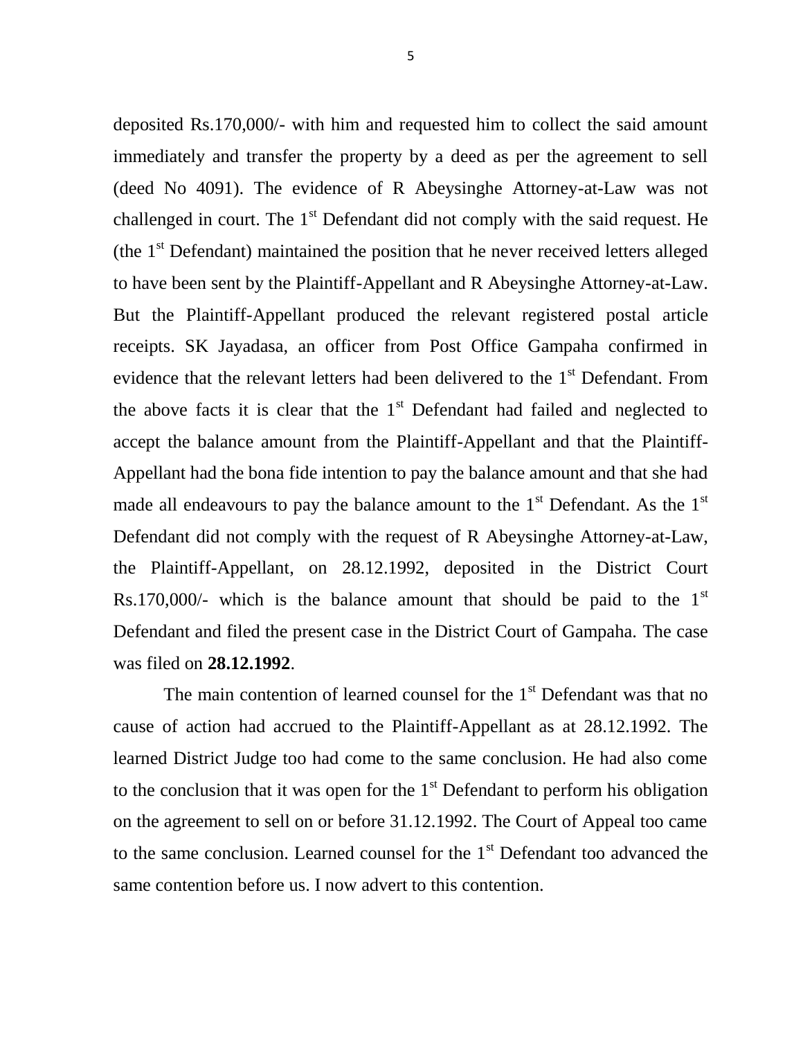deposited Rs.170,000/- with him and requested him to collect the said amount immediately and transfer the property by a deed as per the agreement to sell (deed No 4091). The evidence of R Abeysinghe Attorney-at-Law was not challenged in court. The 1st Defendant did not comply with the said request. He (the 1st Defendant) maintained the position that he never received letters alleged to have been sent by the Plaintiff-Appellant and R Abeysinghe Attorney-at-Law. But the Plaintiff-Appellant produced the relevant registered postal article receipts. SK Jayadasa, an officer from Post Office Gampaha confirmed in evidence that the relevant letters had been delivered to the 1st Defendant. From the above facts it is clear that the 1st Defendant had failed and neglected to accept the balance amount from the Plaintiff-Appellant and that the Plaintiff-Appellant had the bona fide intention to pay the balance amount and that she had made all endeavours to pay the balance amount to the 1st Defendant. As the 1st Defendant did not comply with the request of R Abeysinghe Attorney-at-Law, the Plaintiff-Appellant, on 28.12.1992, deposited in the District Court Rs.170,000/- which is the balance amount that should be paid to the 1st Defendant and filed the present case in the District Court of Gampaha. The case was filed on **28.12.1992**.

The main contention of learned counsel for the 1st Defendant was that no cause of action had accrued to the Plaintiff-Appellant as at 28.12.1992. The learned District Judge too had come to the same conclusion. He had also come to the conclusion that it was open for the 1st Defendant to perform his obligation on the agreement to sell on or before 31.12.1992. The Court of Appeal too came to the same conclusion. Learned counsel for the 1st Defendant too advanced the same contention before us. I now advert to this contention.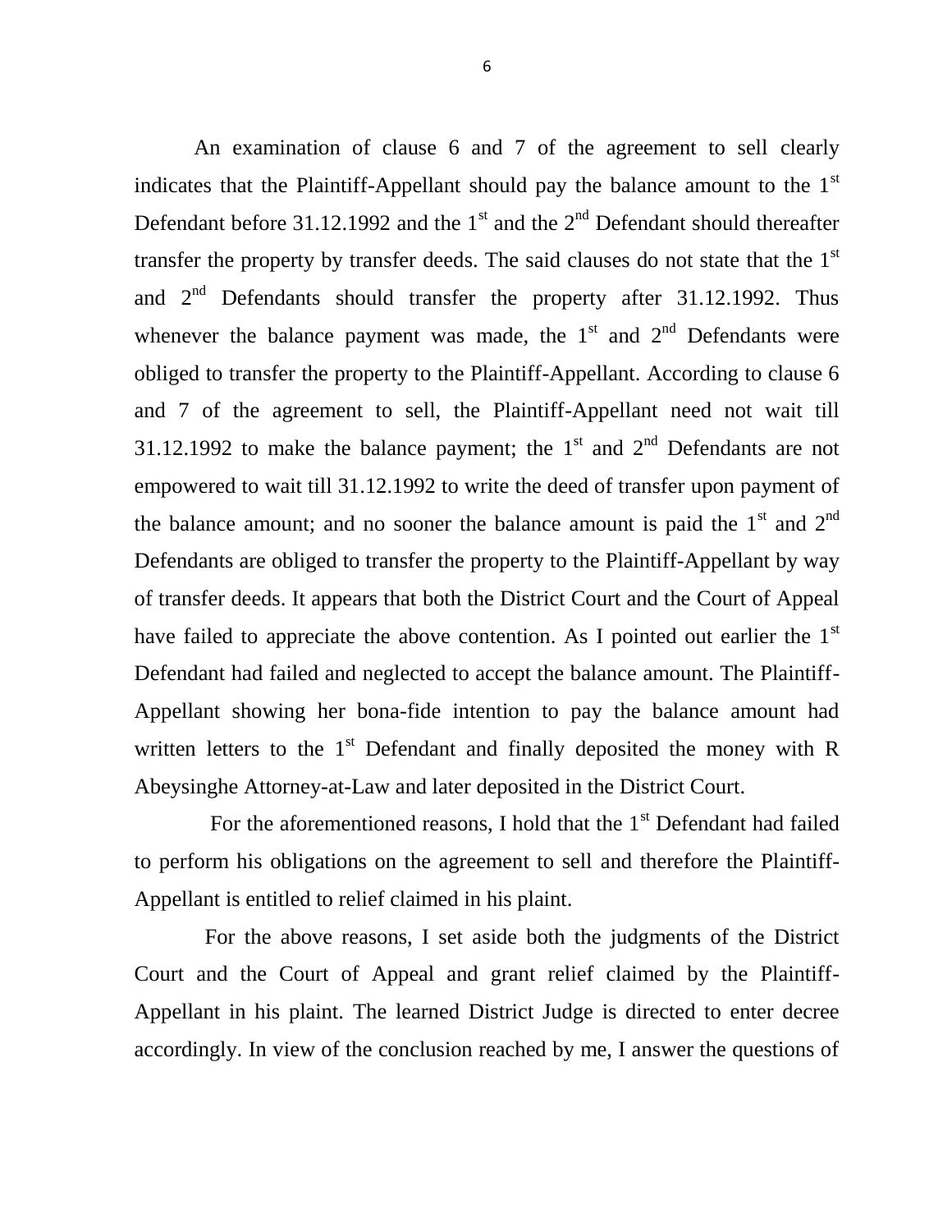An examination of clause 6 and 7 of the agreement to sell clearly indicates that the Plaintiff-Appellant should pay the balance amount to the 1st Defendant before 31.12.1992 and the 1st and the 2nd Defendant should thereafter transfer the property by transfer deeds. The said clauses do not state that the 1st and 2nd Defendants should transfer the property after 31.12.1992. Thus whenever the balance payment was made, the 1st and 2nd Defendants were obliged to transfer the property to the Plaintiff-Appellant. According to clause 6 and 7 of the agreement to sell, the Plaintiff-Appellant need not wait till 31.12.1992 to make the balance payment; the 1st and 2nd Defendants are not empowered to wait till 31.12.1992 to write the deed of transfer upon payment of the balance amount; and no sooner the balance amount is paid the 1st and 2nd Defendants are obliged to transfer the property to the Plaintiff-Appellant by way of transfer deeds. It appears that both the District Court and the Court of Appeal have failed to appreciate the above contention. As I pointed out earlier the 1st Defendant had failed and neglected to accept the balance amount. The Plaintiff-Appellant showing her bona-fide intention to pay the balance amount had written letters to the 1st Defendant and finally deposited the money with R Abeysinghe Attorney-at-Law and later deposited in the District Court.

For the aforementioned reasons, I hold that the 1st Defendant had failed to perform his obligations on the agreement to sell and therefore the Plaintiff-Appellant is entitled to relief claimed in his plaint.

For the above reasons, I set aside both the judgments of the District Court and the Court of Appeal and grant relief claimed by the Plaintiff-Appellant in his plaint. The learned District Judge is directed to enter decree accordingly. In view of the conclusion reached by me, I answer the questions of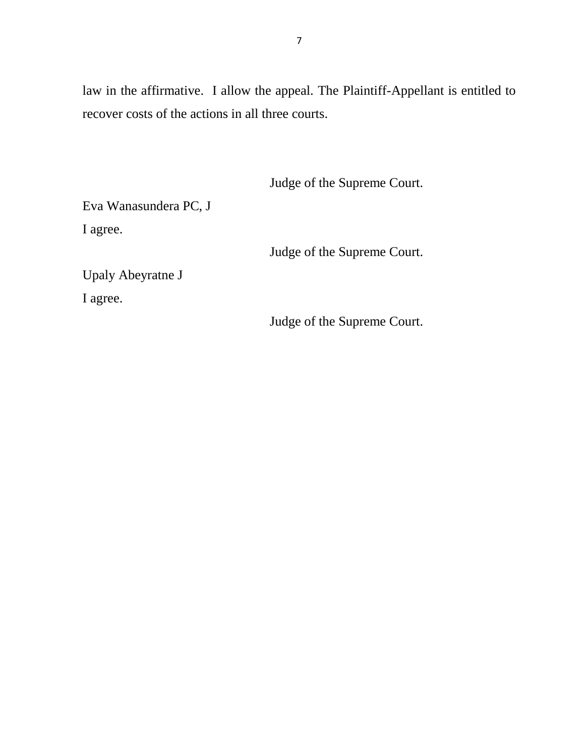law in the affirmative. I allow the appeal. The Plaintiff-Appellant is entitled to recover costs of the actions in all three courts.

Judge of the Supreme Court.

Eva Wanasundera PC, J

I agree.

Judge of the Supreme Court.

Upaly Abeyratne J

I agree.

Judge of the Supreme Court.